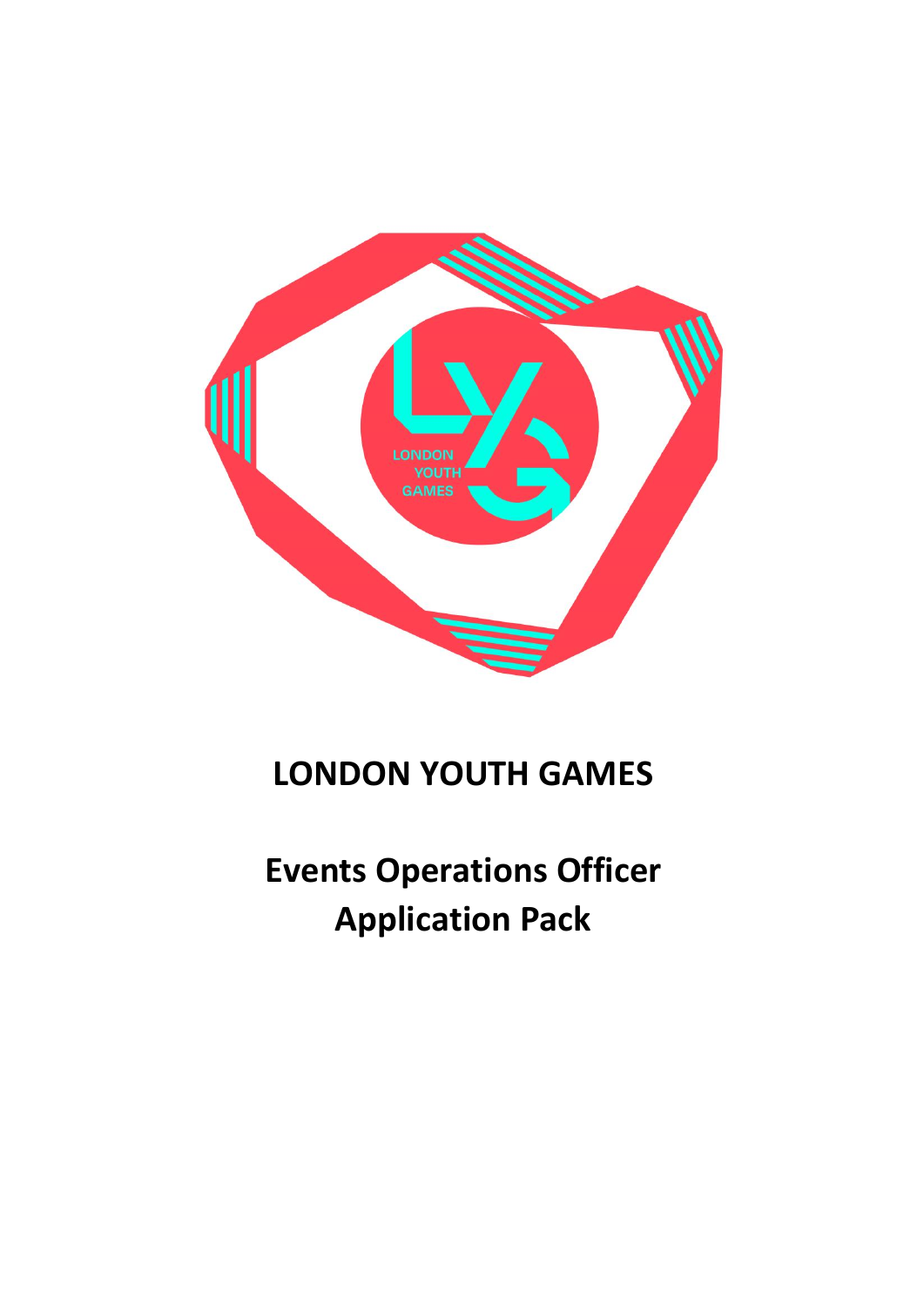# LONDON YOUTH GAMES

## Events Operations Officer
## Application Pack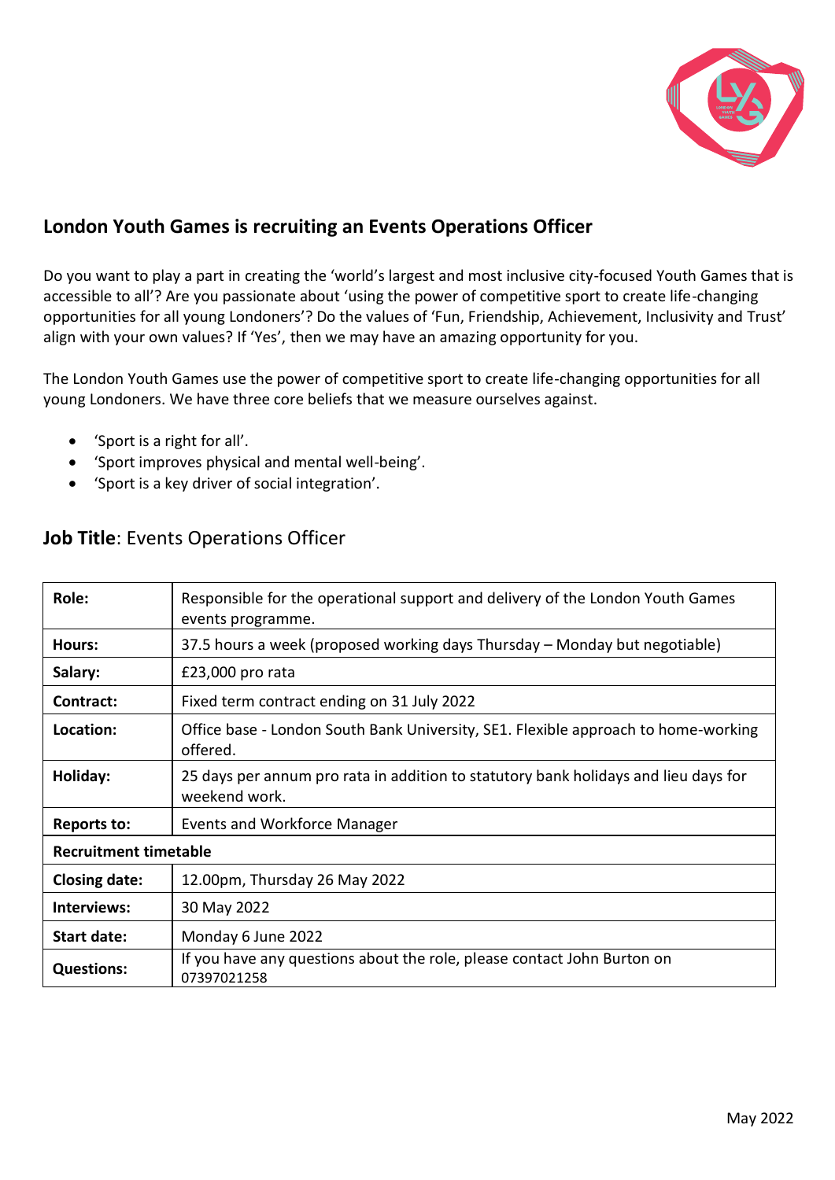## London Youth Games is recruiting an Events Operations Officer

Do you want to play a part in creating the 'world's largest and most inclusive city-focused Youth Games that is accessible to all'? Are you passionate about 'using the power of competitive sport to create life-changing opportunities for all young Londoners'? Do the values of 'Fun, Friendship, Achievement, Inclusivity and Trust' align with your own values? If 'Yes', then we may have an amazing opportunity for you.

The London Youth Games use the power of competitive sport to create life-changing opportunities for all young Londoners. We have three core beliefs that we measure ourselves against.

- 'Sport is a right for all'.
- 'Sport improves physical and mental well-being'.
- 'Sport is a key driver of social integration'.

## **Job Title**: Events Operations Officer

| | |
|---|---|
| **Role:** | Responsible for the operational support and delivery of the London Youth Games events programme. |
| **Hours:** | 37.5 hours a week (proposed working days Thursday – Monday but negotiable) |
| **Salary:** | £23,000 pro rata |
| **Contract:** | Fixed term contract ending on 31 July 2022 |
| **Location:** | Office base - London South Bank University, SE1. Flexible approach to home-working offered. |
| **Holiday:** | 25 days per annum pro rata in addition to statutory bank holidays and lieu days for weekend work. |
| **Reports to:** | Events and Workforce Manager |
| **Recruitment timetable** | |
| **Closing date:** | 12.00pm, Thursday 26 May 2022 |
| **Interviews:** | 30 May 2022 |
| **Start date:** | Monday 6 June 2022 |
| **Questions:** | If you have any questions about the role, please contact John Burton on 07397021258 |

May 2022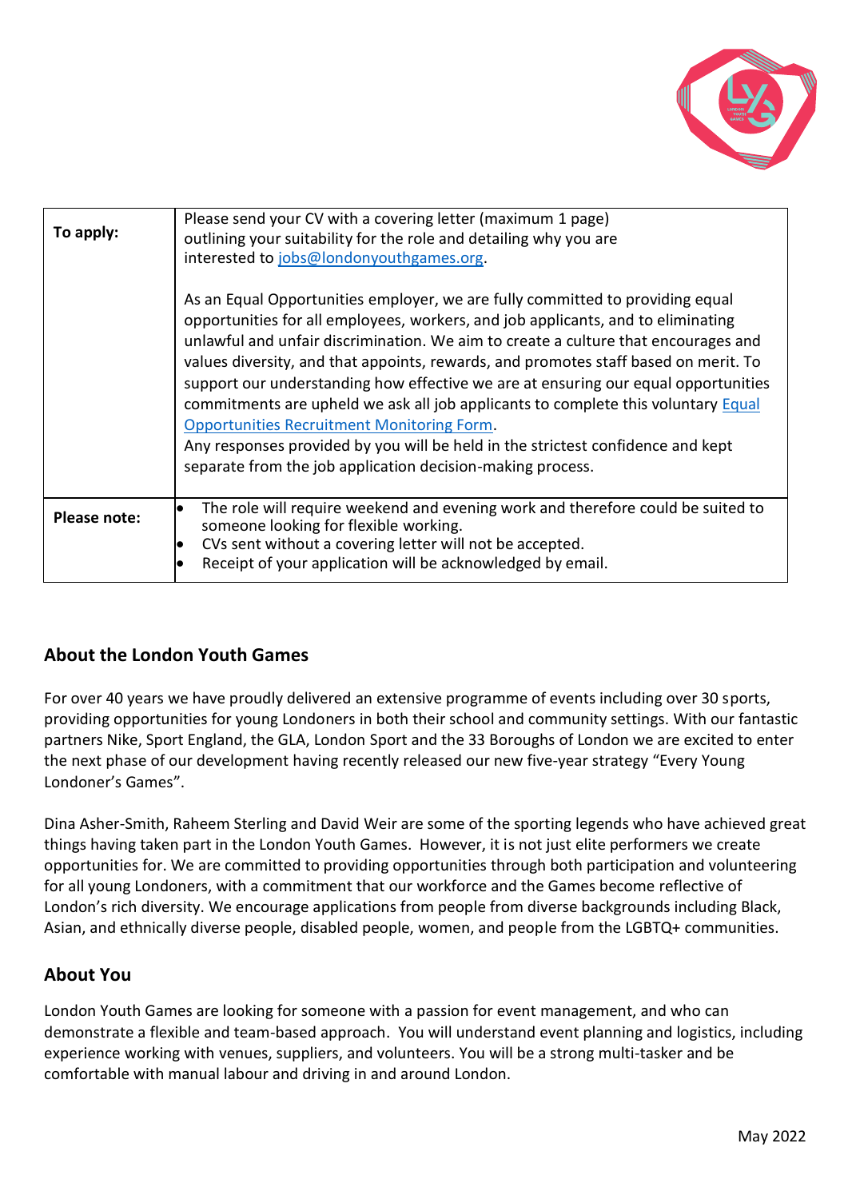| | |
|---|---|
| **To apply:** | Please send your CV with a covering letter (maximum 1 page) outlining your suitability for the role and detailing why you are interested to [jobs@londonyouthgames.org](mailto:jobs@londonyouthgames.org).<br><br>As an Equal Opportunities employer, we are fully committed to providing equal opportunities for all employees, workers, and job applicants, and to eliminating unlawful and unfair discrimination. We aim to create a culture that encourages and values diversity, and that appoints, rewards, and promotes staff based on merit. To support our understanding how effective we are at ensuring our equal opportunities commitments are upheld we ask all job applicants to complete this voluntary Equal Opportunities Recruitment Monitoring Form.<br>Any responses provided by you will be held in the strictest confidence and kept separate from the job application decision-making process. |
| **Please note:** | • The role will require weekend and evening work and therefore could be suited to someone looking for flexible working.<br>• CVs sent without a covering letter will not be accepted.<br>• Receipt of your application will be acknowledged by email. |

## About the London Youth Games

For over 40 years we have proudly delivered an extensive programme of events including over 30 sports, providing opportunities for young Londoners in both their school and community settings. With our fantastic partners Nike, Sport England, the GLA, London Sport and the 33 Boroughs of London we are excited to enter the next phase of our development having recently released our new five-year strategy "Every Young Londoner's Games".

Dina Asher-Smith, Raheem Sterling and David Weir are some of the sporting legends who have achieved great things having taken part in the London Youth Games. However, it is not just elite performers we create opportunities for. We are committed to providing opportunities through both participation and volunteering for all young Londoners, with a commitment that our workforce and the Games become reflective of London's rich diversity. We encourage applications from people from diverse backgrounds including Black, Asian, and ethnically diverse people, disabled people, women, and people from the LGBTQ+ communities.

## About You

London Youth Games are looking for someone with a passion for event management, and who can demonstrate a flexible and team-based approach. You will understand event planning and logistics, including experience working with venues, suppliers, and volunteers. You will be a strong multi-tasker and be comfortable with manual labour and driving in and around London.

May 2022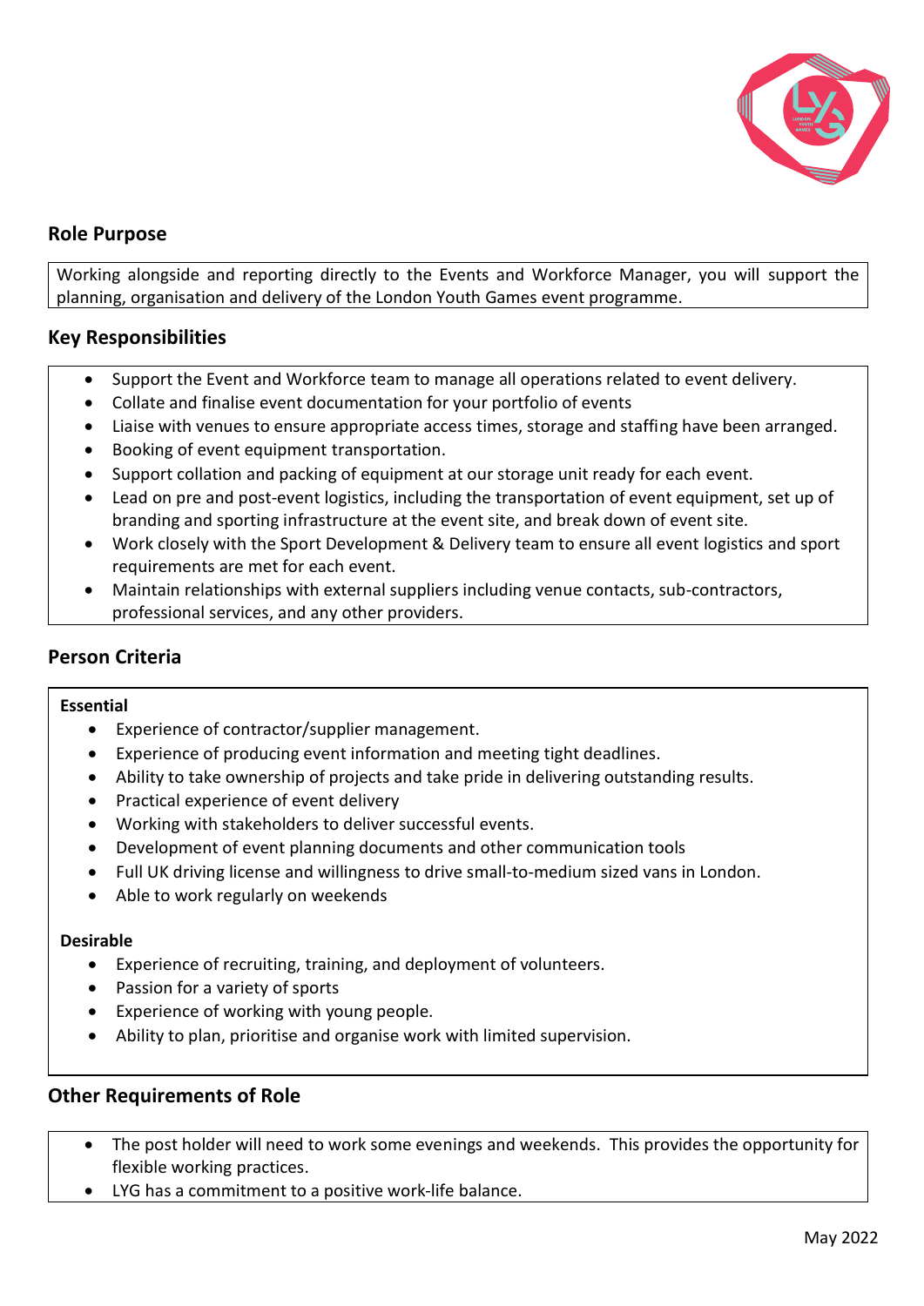## Role Purpose

Working alongside and reporting directly to the Events and Workforce Manager, you will support the planning, organisation and delivery of the London Youth Games event programme.

## Key Responsibilities

- Support the Event and Workforce team to manage all operations related to event delivery.
- Collate and finalise event documentation for your portfolio of events
- Liaise with venues to ensure appropriate access times, storage and staffing have been arranged.
- Booking of event equipment transportation.
- Support collation and packing of equipment at our storage unit ready for each event.
- Lead on pre and post-event logistics, including the transportation of event equipment, set up of branding and sporting infrastructure at the event site, and break down of event site.
- Work closely with the Sport Development & Delivery team to ensure all event logistics and sport requirements are met for each event.
- Maintain relationships with external suppliers including venue contacts, sub-contractors, professional services, and any other providers.

## Person Criteria

**Essential**

- Experience of contractor/supplier management.
- Experience of producing event information and meeting tight deadlines.
- Ability to take ownership of projects and take pride in delivering outstanding results.
- Practical experience of event delivery
- Working with stakeholders to deliver successful events.
- Development of event planning documents and other communication tools
- Full UK driving license and willingness to drive small-to-medium sized vans in London.
- Able to work regularly on weekends

**Desirable**

- Experience of recruiting, training, and deployment of volunteers.
- Passion for a variety of sports
- Experience of working with young people.
- Ability to plan, prioritise and organise work with limited supervision.

## Other Requirements of Role

- The post holder will need to work some evenings and weekends. This provides the opportunity for flexible working practices.
- LYG has a commitment to a positive work-life balance.

May 2022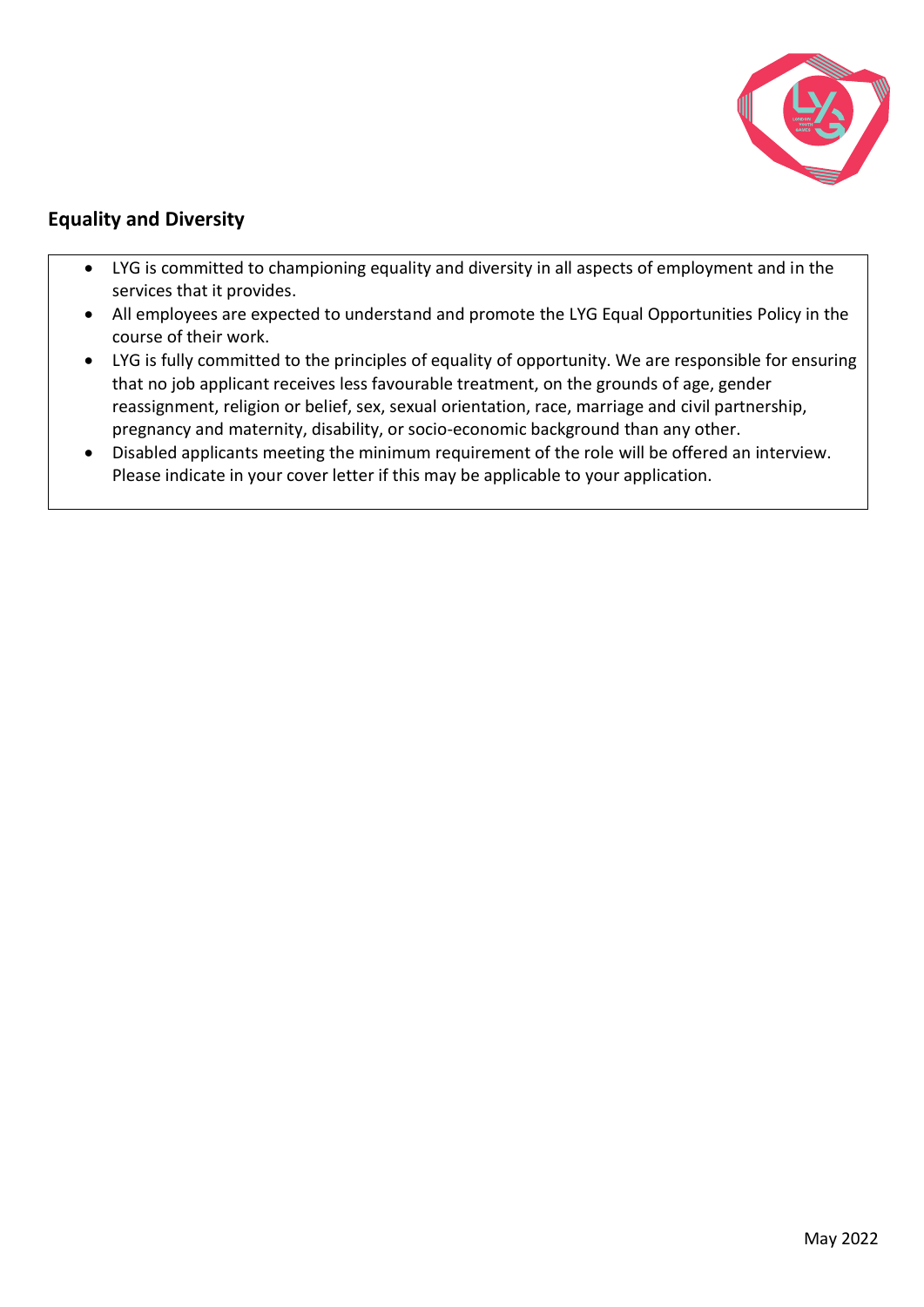## Equality and Diversity

- LYG is committed to championing equality and diversity in all aspects of employment and in the services that it provides.
- All employees are expected to understand and promote the LYG Equal Opportunities Policy in the course of their work.
- LYG is fully committed to the principles of equality of opportunity. We are responsible for ensuring that no job applicant receives less favourable treatment, on the grounds of age, gender reassignment, religion or belief, sex, sexual orientation, race, marriage and civil partnership, pregnancy and maternity, disability, or socio-economic background than any other.
- Disabled applicants meeting the minimum requirement of the role will be offered an interview. Please indicate in your cover letter if this may be applicable to your application.

May 2022